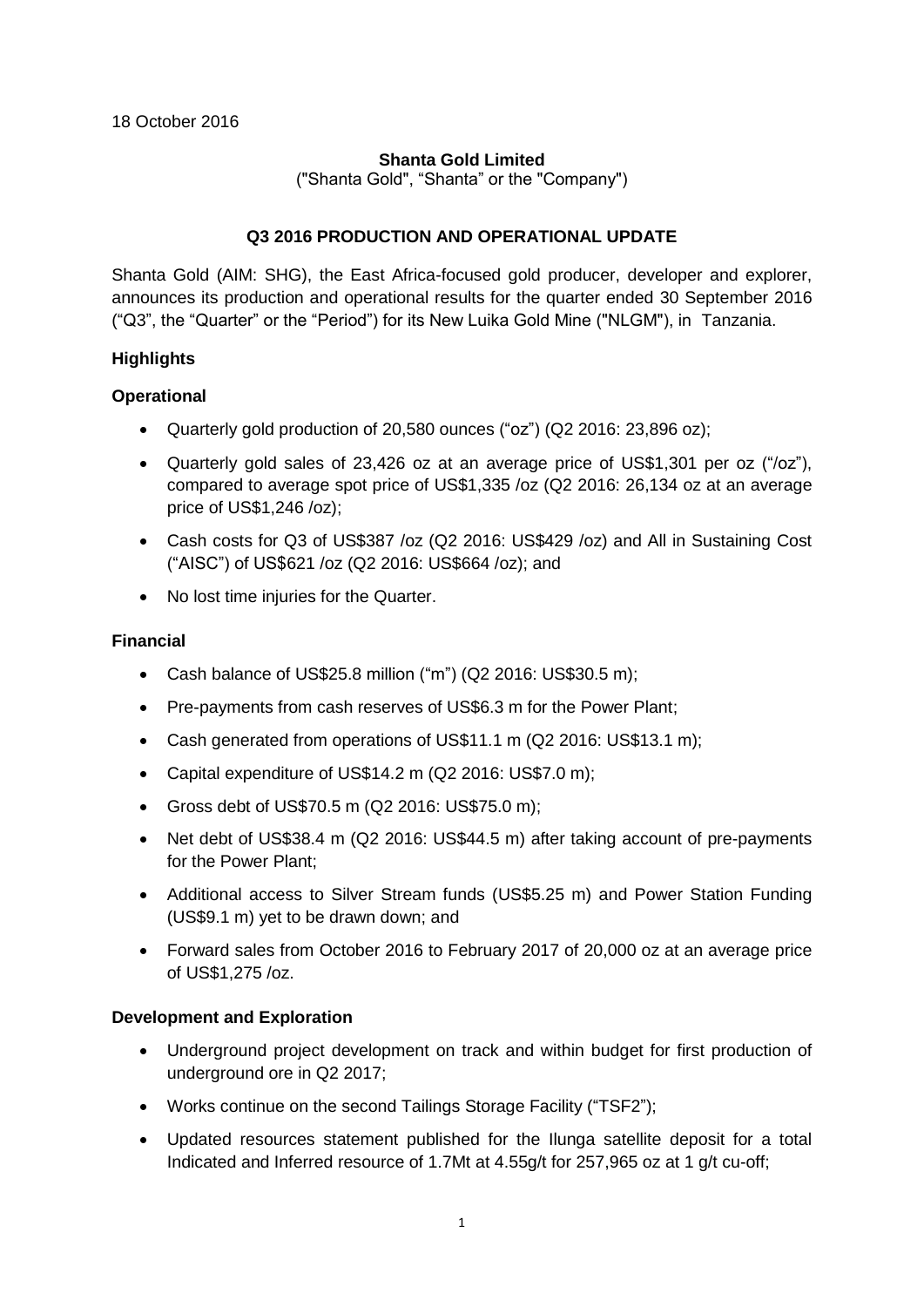18 October 2016

**Shanta Gold Limited**

("Shanta Gold", "Shanta" or the "Company")

# Q3 2016 PRODUCTION AND OPERATIONAL UPDATE

Shanta Gold (AIM: SHG), the East Africa-focused gold producer, developer and explorer, announces its production and operational results for the quarter ended 30 September 2016 ("Q3", the "Quarter" or the "Period") for its New Luika Gold Mine ("NLGM"), in Tanzania.

## Highlights

### Operational

- Quarterly gold production of 20,580 ounces ("oz") (Q2 2016: 23,896 oz);
- Quarterly gold sales of 23,426 oz at an average price of US$1,301 per oz ("/oz"), compared to average spot price of US$1,335 /oz (Q2 2016: 26,134 oz at an average price of US$1,246 /oz);
- Cash costs for Q3 of US$387 /oz (Q2 2016: US$429 /oz) and All in Sustaining Cost ("AISC") of US$621 /oz (Q2 2016: US$664 /oz); and
- No lost time injuries for the Quarter.

### Financial

- Cash balance of US$25.8 million ("m") (Q2 2016: US$30.5 m);
- Pre-payments from cash reserves of US$6.3 m for the Power Plant;
- Cash generated from operations of US$11.1 m (Q2 2016: US$13.1 m);
- Capital expenditure of US$14.2 m (Q2 2016: US$7.0 m);
- Gross debt of US$70.5 m (Q2 2016: US$75.0 m);
- Net debt of US$38.4 m (Q2 2016: US$44.5 m) after taking account of pre-payments for the Power Plant;
- Additional access to Silver Stream funds (US$5.25 m) and Power Station Funding (US$9.1 m) yet to be drawn down; and
- Forward sales from October 2016 to February 2017 of 20,000 oz at an average price of US$1,275 /oz.

### Development and Exploration

- Underground project development on track and within budget for first production of underground ore in Q2 2017;
- Works continue on the second Tailings Storage Facility ("TSF2");
- Updated resources statement published for the Ilunga satellite deposit for a total Indicated and Inferred resource of 1.7Mt at 4.55g/t for 257,965 oz at 1 g/t cu-off;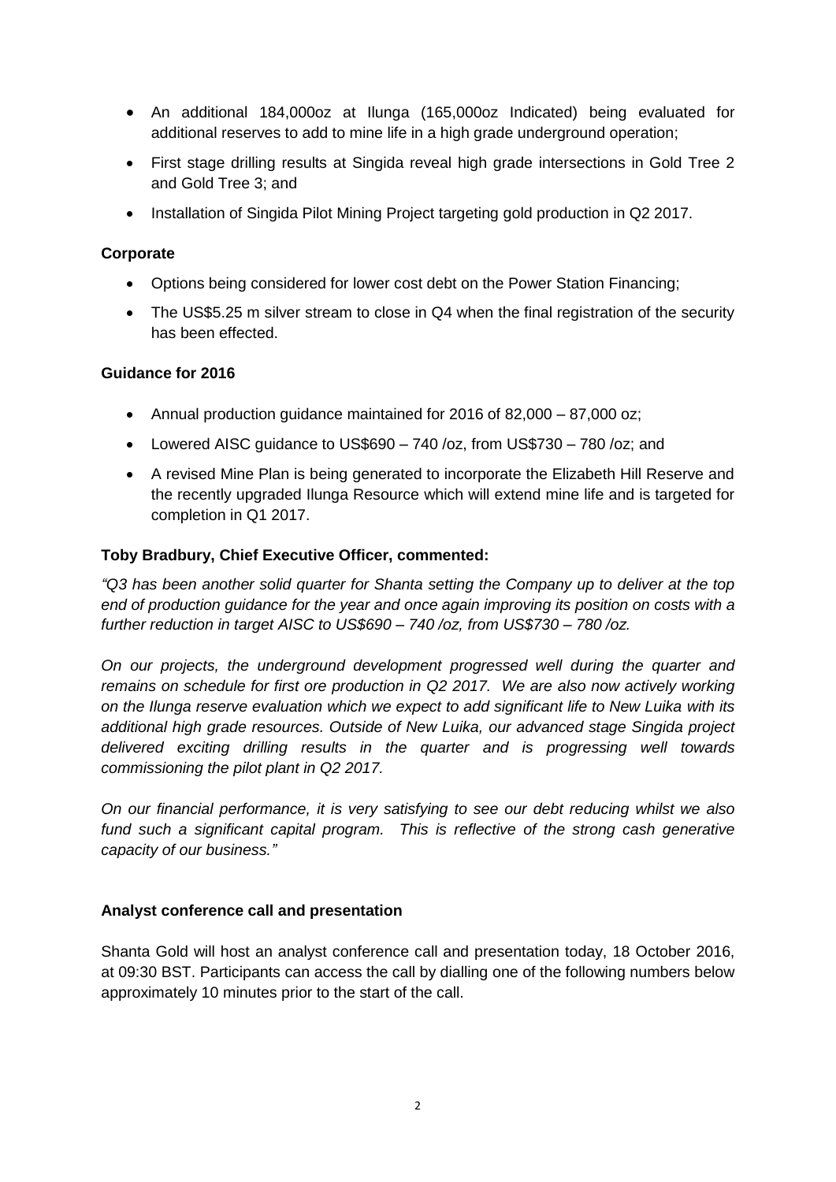- An additional 184,000oz at Ilunga (165,000oz Indicated) being evaluated for additional reserves to add to mine life in a high grade underground operation;
- First stage drilling results at Singida reveal high grade intersections in Gold Tree 2 and Gold Tree 3; and
- Installation of Singida Pilot Mining Project targeting gold production in Q2 2017.

**Corporate**

- Options being considered for lower cost debt on the Power Station Financing;
- The US$5.25 m silver stream to close in Q4 when the final registration of the security has been effected.

**Guidance for 2016**

- Annual production guidance maintained for 2016 of 82,000 – 87,000 oz;
- Lowered AISC guidance to US$690 – 740 /oz, from US$730 – 780 /oz; and
- A revised Mine Plan is being generated to incorporate the Elizabeth Hill Reserve and the recently upgraded Ilunga Resource which will extend mine life and is targeted for completion in Q1 2017.

**Toby Bradbury, Chief Executive Officer, commented:**

*"Q3 has been another solid quarter for Shanta setting the Company up to deliver at the top end of production guidance for the year and once again improving its position on costs with a further reduction in target AISC to US$690 – 740 /oz, from US$730 – 780 /oz.*

*On our projects, the underground development progressed well during the quarter and remains on schedule for first ore production in Q2 2017. We are also now actively working on the Ilunga reserve evaluation which we expect to add significant life to New Luika with its additional high grade resources. Outside of New Luika, our advanced stage Singida project delivered exciting drilling results in the quarter and is progressing well towards commissioning the pilot plant in Q2 2017.*

*On our financial performance, it is very satisfying to see our debt reducing whilst we also fund such a significant capital program. This is reflective of the strong cash generative capacity of our business."*

**Analyst conference call and presentation**

Shanta Gold will host an analyst conference call and presentation today, 18 October 2016, at 09:30 BST. Participants can access the call by dialling one of the following numbers below approximately 10 minutes prior to the start of the call.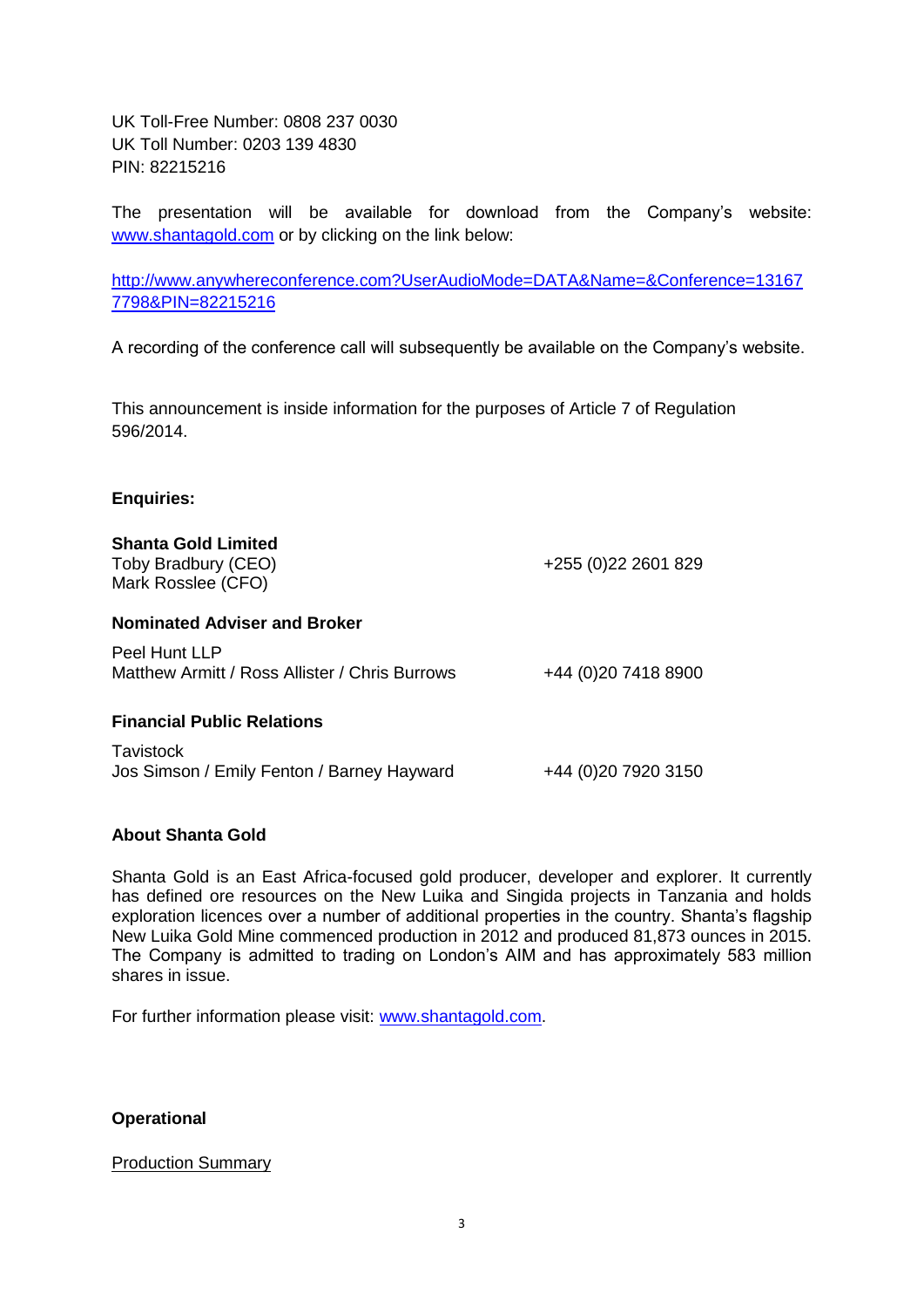UK Toll-Free Number: 0808 237 0030
UK Toll Number: 0203 139 4830
PIN: 82215216

The presentation will be available for download from the Company's website: [www.shantagold.com](http://www.shantagold.com) or by clicking on the link below:

[http://www.anywhereconference.com?UserAudioMode=DATA&Name=&Conference=131677798&PIN=82215216](http://www.anywhereconference.com?UserAudioMode=DATA&Name=&Conference=131677798&PIN=82215216)

A recording of the conference call will subsequently be available on the Company's website.

This announcement is inside information for the purposes of Article 7 of Regulation 596/2014.

**Enquiries:**

**Shanta Gold Limited**
Toby Bradbury (CEO) +255 (0)22 2601 829
Mark Rosslee (CFO)

**Nominated Adviser and Broker**

Peel Hunt LLP
Matthew Armitt / Ross Allister / Chris Burrows +44 (0)20 7418 8900

**Financial Public Relations**

Tavistock
Jos Simson / Emily Fenton / Barney Hayward +44 (0)20 7920 3150

**About Shanta Gold**

Shanta Gold is an East Africa-focused gold producer, developer and explorer. It currently has defined ore resources on the New Luika and Singida projects in Tanzania and holds exploration licences over a number of additional properties in the country. Shanta's flagship New Luika Gold Mine commenced production in 2012 and produced 81,873 ounces in 2015. The Company is admitted to trading on London's AIM and has approximately 583 million shares in issue.

For further information please visit: [www.shantagold.com](http://www.shantagold.com).

**Operational**

Production Summary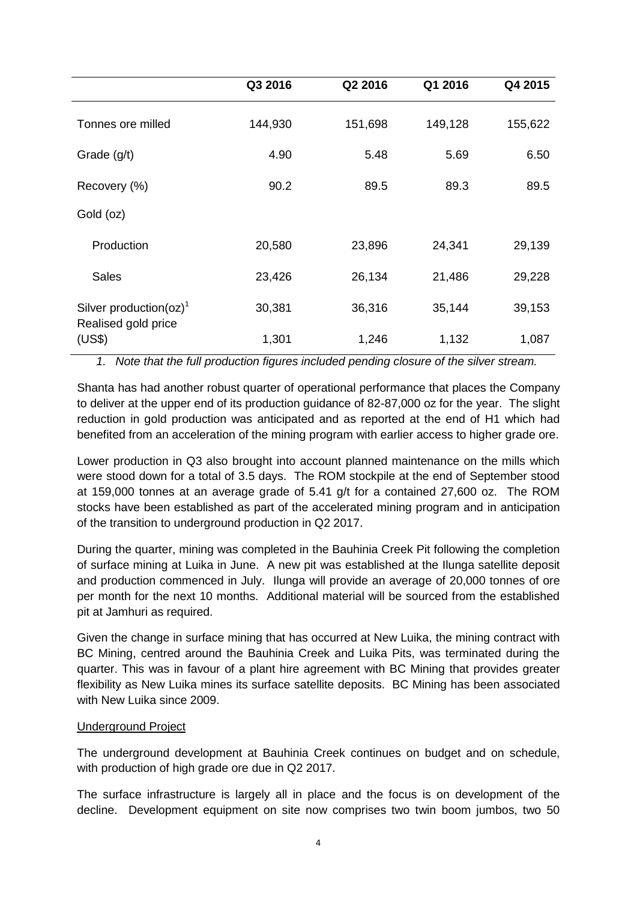| | Q3 2016 | Q2 2016 | Q1 2016 | Q4 2015 |
|---|---|---|---|---|
| Tonnes ore milled | 144,930 | 151,698 | 149,128 | 155,622 |
| Grade (g/t) | 4.90 | 5.48 | 5.69 | 6.50 |
| Recovery (%) | 90.2 | 89.5 | 89.3 | 89.5 |
| Gold (oz) | | | | |
| Production | 20,580 | 23,896 | 24,341 | 29,139 |
| Sales | 23,426 | 26,134 | 21,486 | 29,228 |
| Silver production(oz)[1] | 30,381 | 36,316 | 35,144 | 39,153 |
| Realised gold price (US$) | 1,301 | 1,246 | 1,132 | 1,087 |

*1. Note that the full production figures included pending closure of the silver stream.*

Shanta has had another robust quarter of operational performance that places the Company to deliver at the upper end of its production guidance of 82-87,000 oz for the year. The slight reduction in gold production was anticipated and as reported at the end of H1 which had benefited from an acceleration of the mining program with earlier access to higher grade ore.

Lower production in Q3 also brought into account planned maintenance on the mills which were stood down for a total of 3.5 days. The ROM stockpile at the end of September stood at 159,000 tonnes at an average grade of 5.41 g/t for a contained 27,600 oz. The ROM stocks have been established as part of the accelerated mining program and in anticipation of the transition to underground production in Q2 2017.

During the quarter, mining was completed in the Bauhinia Creek Pit following the completion of surface mining at Luika in June. A new pit was established at the Ilunga satellite deposit and production commenced in July. Ilunga will provide an average of 20,000 tonnes of ore per month for the next 10 months. Additional material will be sourced from the established pit at Jamhuri as required.

Given the change in surface mining that has occurred at New Luika, the mining contract with BC Mining, centred around the Bauhinia Creek and Luika Pits, was terminated during the quarter. This was in favour of a plant hire agreement with BC Mining that provides greater flexibility as New Luika mines its surface satellite deposits. BC Mining has been associated with New Luika since 2009.

<u>Underground Project</u>

The underground development at Bauhinia Creek continues on budget and on schedule, with production of high grade ore due in Q2 2017.

The surface infrastructure is largely all in place and the focus is on development of the decline. Development equipment on site now comprises two twin boom jumbos, two 50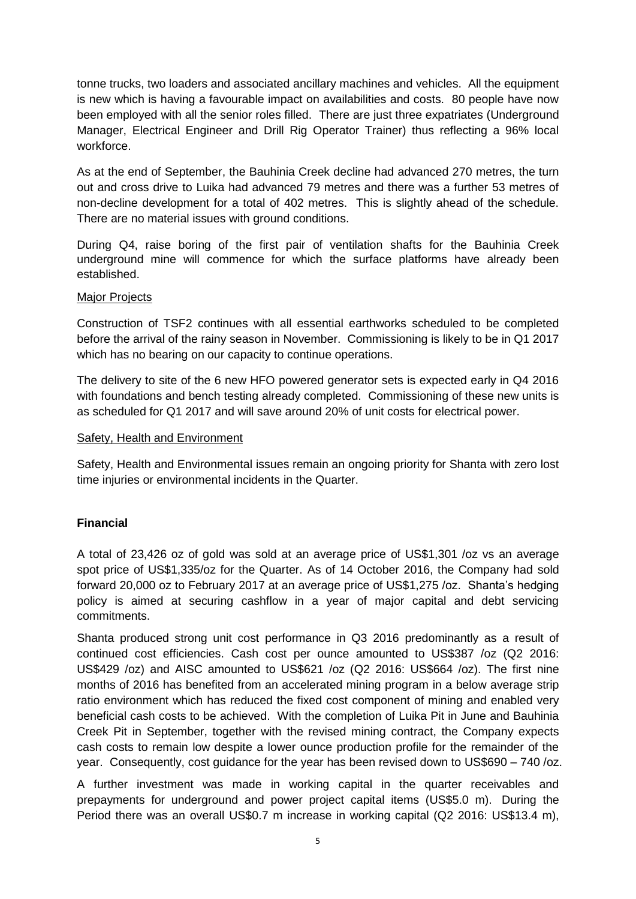tonne trucks, two loaders and associated ancillary machines and vehicles. All the equipment is new which is having a favourable impact on availabilities and costs. 80 people have now been employed with all the senior roles filled. There are just three expatriates (Underground Manager, Electrical Engineer and Drill Rig Operator Trainer) thus reflecting a 96% local workforce.

As at the end of September, the Bauhinia Creek decline had advanced 270 metres, the turn out and cross drive to Luika had advanced 79 metres and there was a further 53 metres of non-decline development for a total of 402 metres. This is slightly ahead of the schedule. There are no material issues with ground conditions.

During Q4, raise boring of the first pair of ventilation shafts for the Bauhinia Creek underground mine will commence for which the surface platforms have already been established.

Major Projects

Construction of TSF2 continues with all essential earthworks scheduled to be completed before the arrival of the rainy season in November. Commissioning is likely to be in Q1 2017 which has no bearing on our capacity to continue operations.

The delivery to site of the 6 new HFO powered generator sets is expected early in Q4 2016 with foundations and bench testing already completed. Commissioning of these new units is as scheduled for Q1 2017 and will save around 20% of unit costs for electrical power.

Safety, Health and Environment

Safety, Health and Environmental issues remain an ongoing priority for Shanta with zero lost time injuries or environmental incidents in the Quarter.

**Financial**

A total of 23,426 oz of gold was sold at an average price of US$1,301 /oz vs an average spot price of US$1,335/oz for the Quarter. As of 14 October 2016, the Company had sold forward 20,000 oz to February 2017 at an average price of US$1,275 /oz. Shanta's hedging policy is aimed at securing cashflow in a year of major capital and debt servicing commitments.

Shanta produced strong unit cost performance in Q3 2016 predominantly as a result of continued cost efficiencies. Cash cost per ounce amounted to US$387 /oz (Q2 2016: US$429 /oz) and AISC amounted to US$621 /oz (Q2 2016: US$664 /oz). The first nine months of 2016 has benefited from an accelerated mining program in a below average strip ratio environment which has reduced the fixed cost component of mining and enabled very beneficial cash costs to be achieved. With the completion of Luika Pit in June and Bauhinia Creek Pit in September, together with the revised mining contract, the Company expects cash costs to remain low despite a lower ounce production profile for the remainder of the year. Consequently, cost guidance for the year has been revised down to US$690 – 740 /oz.

A further investment was made in working capital in the quarter receivables and prepayments for underground and power project capital items (US$5.0 m). During the Period there was an overall US$0.7 m increase in working capital (Q2 2016: US$13.4 m),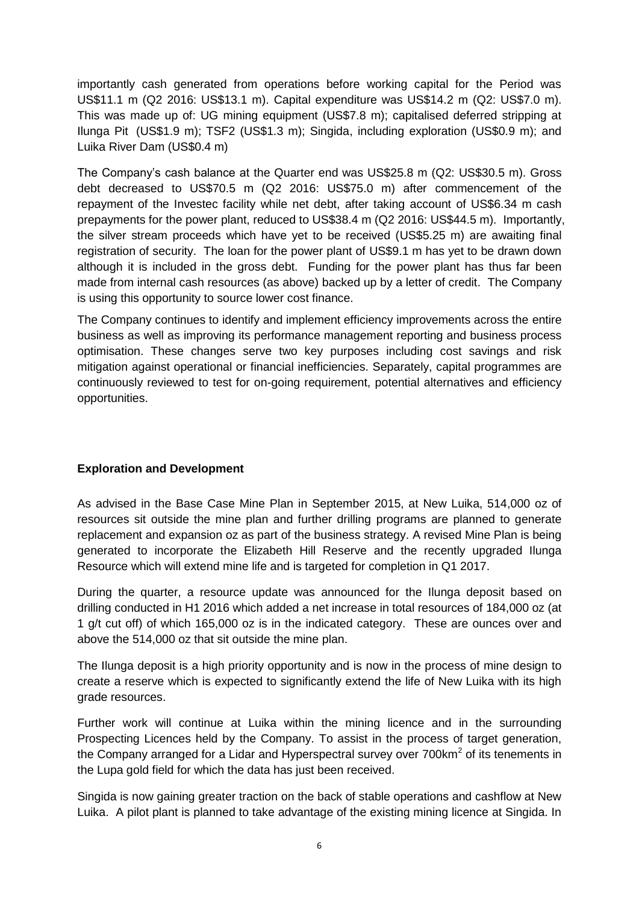importantly cash generated from operations before working capital for the Period was US$11.1 m (Q2 2016: US$13.1 m). Capital expenditure was US$14.2 m (Q2: US$7.0 m). This was made up of: UG mining equipment (US$7.8 m); capitalised deferred stripping at Ilunga Pit (US$1.9 m); TSF2 (US$1.3 m); Singida, including exploration (US$0.9 m); and Luika River Dam (US$0.4 m)

The Company's cash balance at the Quarter end was US$25.8 m (Q2: US$30.5 m). Gross debt decreased to US$70.5 m (Q2 2016: US$75.0 m) after commencement of the repayment of the Investec facility while net debt, after taking account of US$6.34 m cash prepayments for the power plant, reduced to US$38.4 m (Q2 2016: US$44.5 m). Importantly, the silver stream proceeds which have yet to be received (US$5.25 m) are awaiting final registration of security. The loan for the power plant of US$9.1 m has yet to be drawn down although it is included in the gross debt. Funding for the power plant has thus far been made from internal cash resources (as above) backed up by a letter of credit. The Company is using this opportunity to source lower cost finance.

The Company continues to identify and implement efficiency improvements across the entire business as well as improving its performance management reporting and business process optimisation. These changes serve two key purposes including cost savings and risk mitigation against operational or financial inefficiencies. Separately, capital programmes are continuously reviewed to test for on-going requirement, potential alternatives and efficiency opportunities.

**Exploration and Development**

As advised in the Base Case Mine Plan in September 2015, at New Luika, 514,000 oz of resources sit outside the mine plan and further drilling programs are planned to generate replacement and expansion oz as part of the business strategy. A revised Mine Plan is being generated to incorporate the Elizabeth Hill Reserve and the recently upgraded Ilunga Resource which will extend mine life and is targeted for completion in Q1 2017.

During the quarter, a resource update was announced for the Ilunga deposit based on drilling conducted in H1 2016 which added a net increase in total resources of 184,000 oz (at 1 g/t cut off) of which 165,000 oz is in the indicated category. These are ounces over and above the 514,000 oz that sit outside the mine plan.

The Ilunga deposit is a high priority opportunity and is now in the process of mine design to create a reserve which is expected to significantly extend the life of New Luika with its high grade resources.

Further work will continue at Luika within the mining licence and in the surrounding Prospecting Licences held by the Company. To assist in the process of target generation, the Company arranged for a Lidar and Hyperspectral survey over 700km$^2$ of its tenements in the Lupa gold field for which the data has just been received.

Singida is now gaining greater traction on the back of stable operations and cashflow at New Luika. A pilot plant is planned to take advantage of the existing mining licence at Singida. In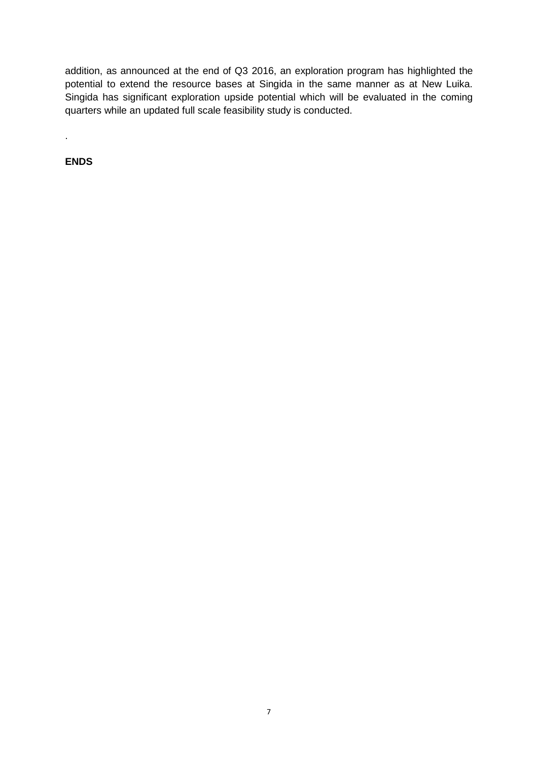addition, as announced at the end of Q3 2016, an exploration program has highlighted the potential to extend the resource bases at Singida in the same manner as at New Luika. Singida has significant exploration upside potential which will be evaluated in the coming quarters while an updated full scale feasibility study is conducted.

.

**ENDS**